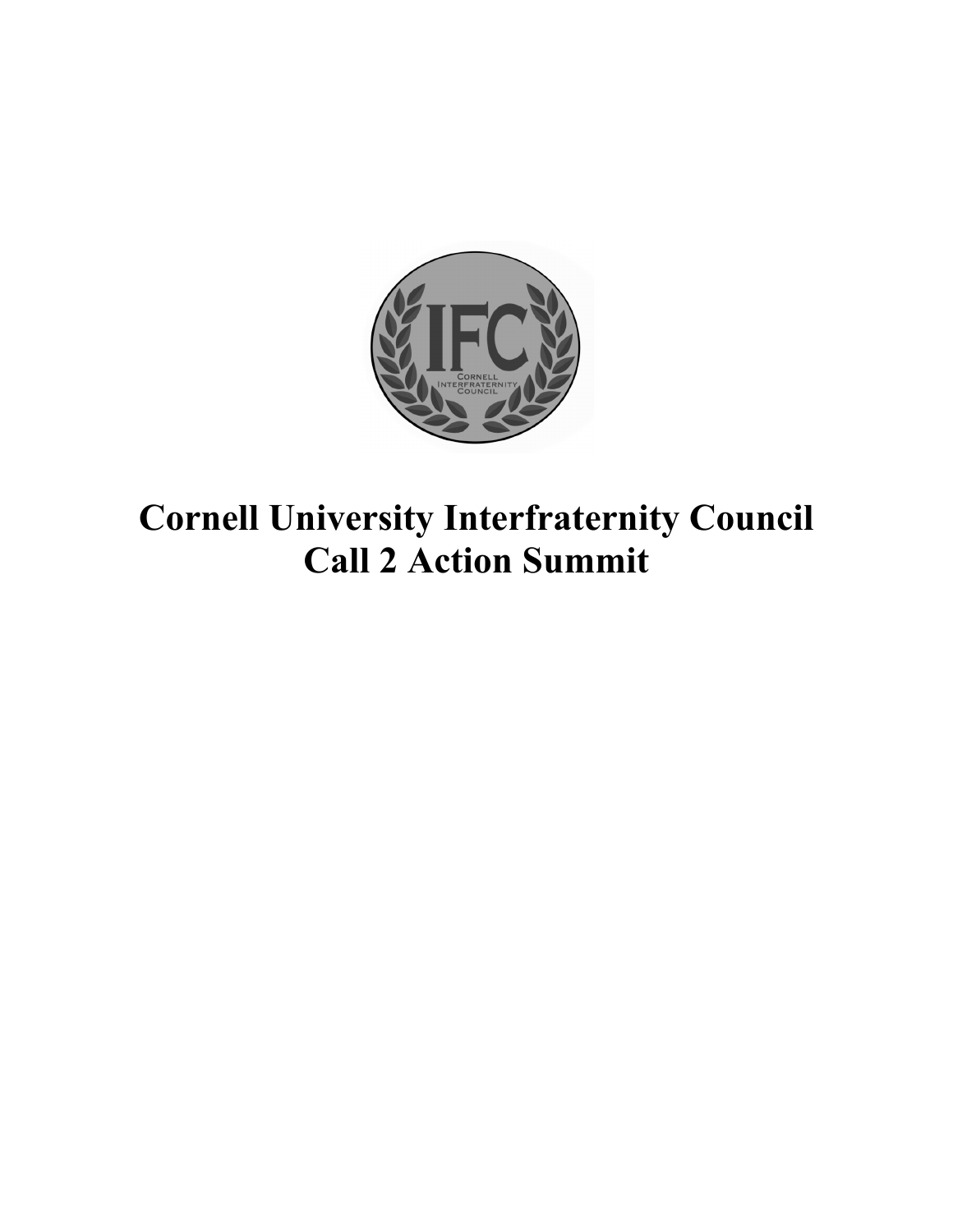# Cornell University Interfraternity Council
# Call 2 Action Summit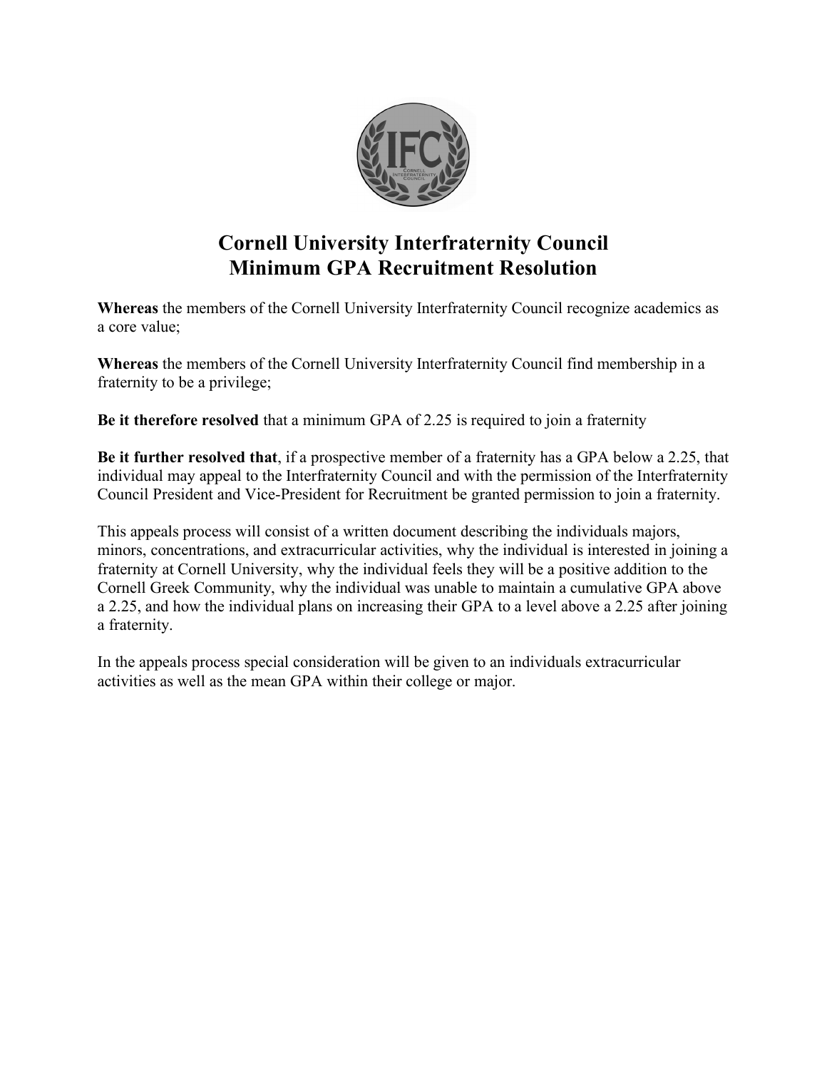# Cornell University Interfraternity Council
# Minimum GPA Recruitment Resolution

**Whereas** the members of the Cornell University Interfraternity Council recognize academics as a core value;

**Whereas** the members of the Cornell University Interfraternity Council find membership in a fraternity to be a privilege;

**Be it therefore resolved** that a minimum GPA of 2.25 is required to join a fraternity

**Be it further resolved that**, if a prospective member of a fraternity has a GPA below a 2.25, that individual may appeal to the Interfraternity Council and with the permission of the Interfraternity Council President and Vice-President for Recruitment be granted permission to join a fraternity.

This appeals process will consist of a written document describing the individuals majors, minors, concentrations, and extracurricular activities, why the individual is interested in joining a fraternity at Cornell University, why the individual feels they will be a positive addition to the Cornell Greek Community, why the individual was unable to maintain a cumulative GPA above a 2.25, and how the individual plans on increasing their GPA to a level above a 2.25 after joining a fraternity.

In the appeals process special consideration will be given to an individuals extracurricular activities as well as the mean GPA within their college or major.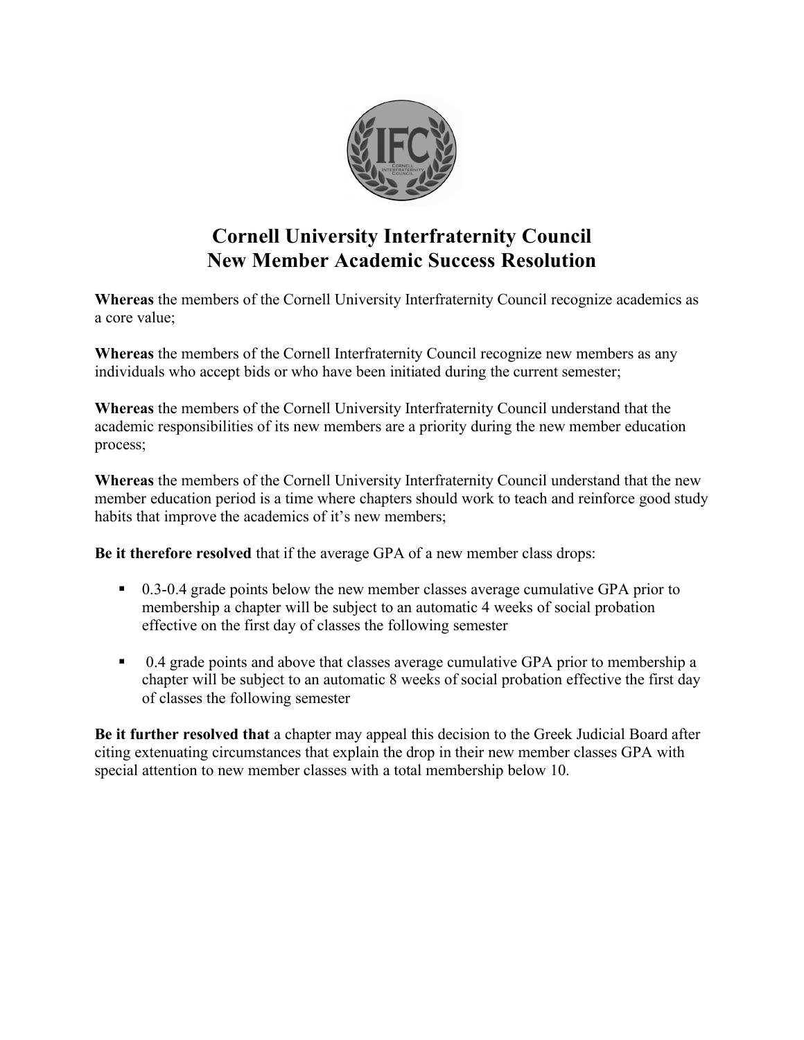# Cornell University Interfraternity Council
# New Member Academic Success Resolution

**Whereas** the members of the Cornell University Interfraternity Council recognize academics as a core value;

**Whereas** the members of the Cornell Interfraternity Council recognize new members as any individuals who accept bids or who have been initiated during the current semester;

**Whereas** the members of the Cornell University Interfraternity Council understand that the academic responsibilities of its new members are a priority during the new member education process;

**Whereas** the members of the Cornell University Interfraternity Council understand that the new member education period is a time where chapters should work to teach and reinforce good study habits that improve the academics of it's new members;

**Be it therefore resolved** that if the average GPA of a new member class drops:

- 0.3-0.4 grade points below the new member classes average cumulative GPA prior to membership a chapter will be subject to an automatic 4 weeks of social probation effective on the first day of classes the following semester
- 0.4 grade points and above that classes average cumulative GPA prior to membership a chapter will be subject to an automatic 8 weeks of social probation effective the first day of classes the following semester

**Be it further resolved that** a chapter may appeal this decision to the Greek Judicial Board after citing extenuating circumstances that explain the drop in their new member classes GPA with special attention to new member classes with a total membership below 10.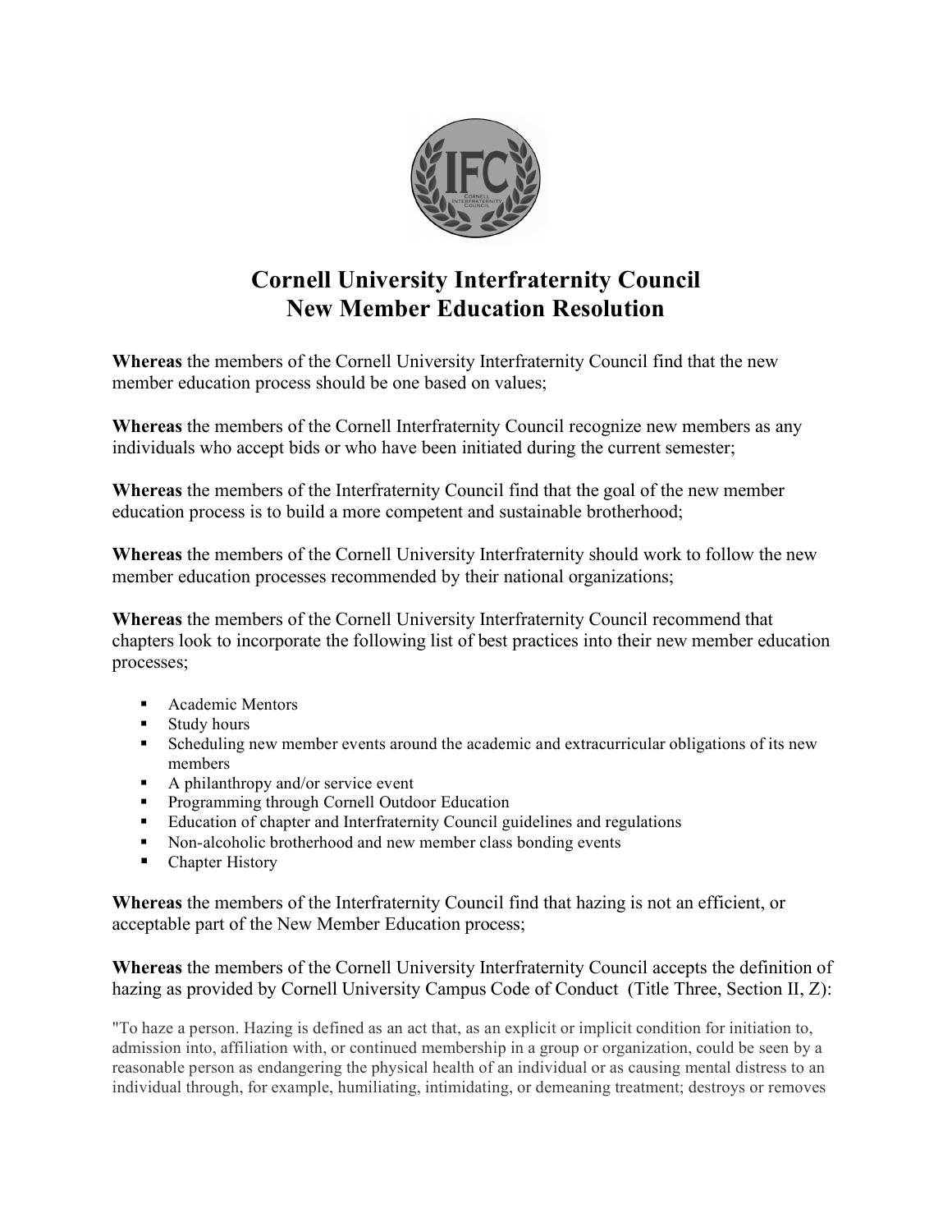# Cornell University Interfraternity Council
# New Member Education Resolution

**Whereas** the members of the Cornell University Interfraternity Council find that the new member education process should be one based on values;

**Whereas** the members of the Cornell Interfraternity Council recognize new members as any individuals who accept bids or who have been initiated during the current semester;

**Whereas** the members of the Interfraternity Council find that the goal of the new member education process is to build a more competent and sustainable brotherhood;

**Whereas** the members of the Cornell University Interfraternity should work to follow the new member education processes recommended by their national organizations;

**Whereas** the members of the Cornell University Interfraternity Council recommend that chapters look to incorporate the following list of best practices into their new member education processes;

- Academic Mentors
- Study hours
- Scheduling new member events around the academic and extracurricular obligations of its new members
- A philanthropy and/or service event
- Programming through Cornell Outdoor Education
- Education of chapter and Interfraternity Council guidelines and regulations
- Non-alcoholic brotherhood and new member class bonding events
- Chapter History

**Whereas** the members of the Interfraternity Council find that hazing is not an efficient, or acceptable part of the New Member Education process;

**Whereas** the members of the Cornell University Interfraternity Council accepts the definition of hazing as provided by Cornell University Campus Code of Conduct (Title Three, Section II, Z):

"To haze a person. Hazing is defined as an act that, as an explicit or implicit condition for initiation to, admission into, affiliation with, or continued membership in a group or organization, could be seen by a reasonable person as endangering the physical health of an individual or as causing mental distress to an individual through, for example, humiliating, intimidating, or demeaning treatment; destroys or removes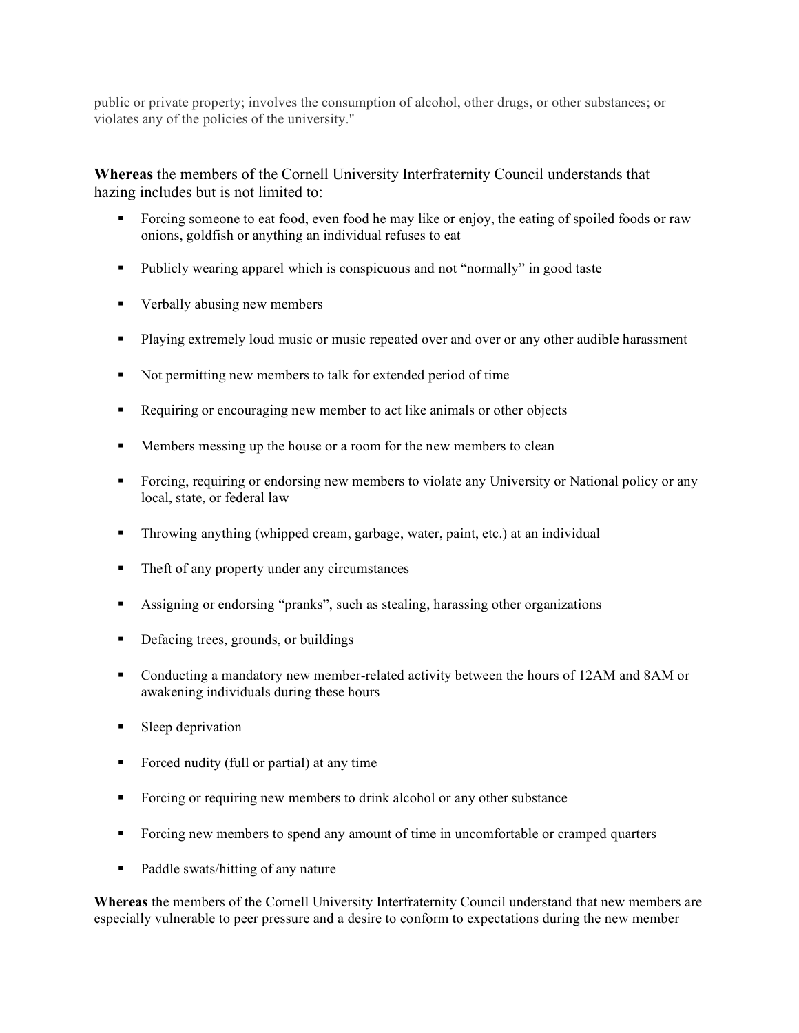public or private property; involves the consumption of alcohol, other drugs, or other substances; or violates any of the policies of the university."

**Whereas** the members of the Cornell University Interfraternity Council understands that hazing includes but is not limited to:

- Forcing someone to eat food, even food he may like or enjoy, the eating of spoiled foods or raw onions, goldfish or anything an individual refuses to eat
- Publicly wearing apparel which is conspicuous and not "normally" in good taste
- Verbally abusing new members
- Playing extremely loud music or music repeated over and over or any other audible harassment
- Not permitting new members to talk for extended period of time
- Requiring or encouraging new member to act like animals or other objects
- Members messing up the house or a room for the new members to clean
- Forcing, requiring or endorsing new members to violate any University or National policy or any local, state, or federal law
- Throwing anything (whipped cream, garbage, water, paint, etc.) at an individual
- Theft of any property under any circumstances
- Assigning or endorsing "pranks", such as stealing, harassing other organizations
- Defacing trees, grounds, or buildings
- Conducting a mandatory new member-related activity between the hours of 12AM and 8AM or awakening individuals during these hours
- Sleep deprivation
- Forced nudity (full or partial) at any time
- Forcing or requiring new members to drink alcohol or any other substance
- Forcing new members to spend any amount of time in uncomfortable or cramped quarters
- Paddle swats/hitting of any nature

**Whereas** the members of the Cornell University Interfraternity Council understand that new members are especially vulnerable to peer pressure and a desire to conform to expectations during the new member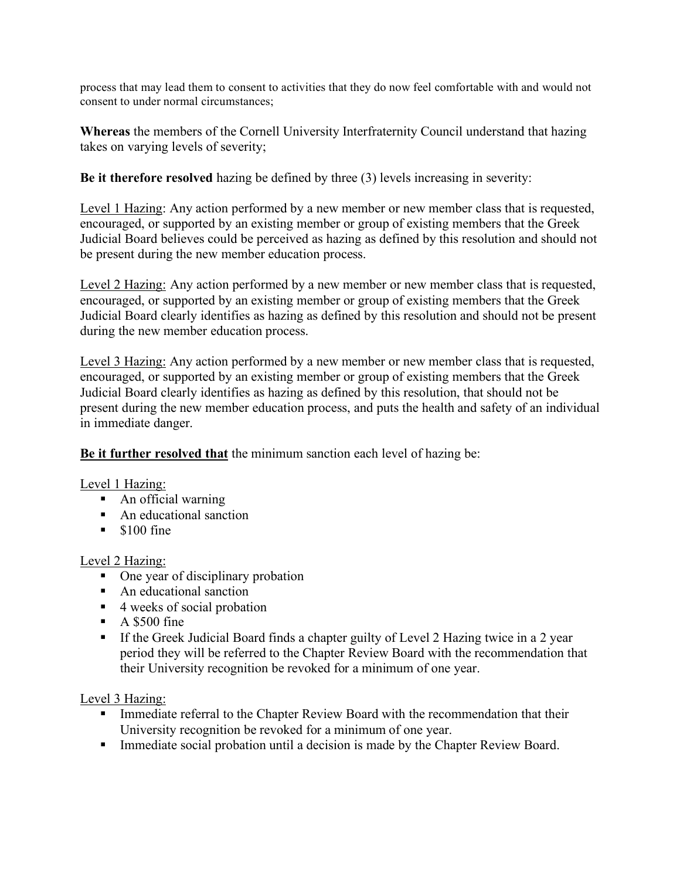process that may lead them to consent to activities that they do now feel comfortable with and would not consent to under normal circumstances;

**Whereas** the members of the Cornell University Interfraternity Council understand that hazing takes on varying levels of severity;

**Be it therefore resolved** hazing be defined by three (3) levels increasing in severity:

<u>Level 1 Hazing</u>: Any action performed by a new member or new member class that is requested, encouraged, or supported by an existing member or group of existing members that the Greek Judicial Board believes could be perceived as hazing as defined by this resolution and should not be present during the new member education process.

<u>Level 2 Hazing:</u> Any action performed by a new member or new member class that is requested, encouraged, or supported by an existing member or group of existing members that the Greek Judicial Board clearly identifies as hazing as defined by this resolution and should not be present during the new member education process.

<u>Level 3 Hazing:</u> Any action performed by a new member or new member class that is requested, encouraged, or supported by an existing member or group of existing members that the Greek Judicial Board clearly identifies as hazing as defined by this resolution, that should not be present during the new member education process, and puts the health and safety of an individual in immediate danger.

**<u>Be it further resolved that</u>** the minimum sanction each level of hazing be:

<u>Level 1 Hazing:</u>

- An official warning
- An educational sanction
- $100 fine

<u>Level 2 Hazing:</u>

- One year of disciplinary probation
- An educational sanction
- 4 weeks of social probation
- A $500 fine
- If the Greek Judicial Board finds a chapter guilty of Level 2 Hazing twice in a 2 year period they will be referred to the Chapter Review Board with the recommendation that their University recognition be revoked for a minimum of one year.

<u>Level 3 Hazing:</u>

- Immediate referral to the Chapter Review Board with the recommendation that their University recognition be revoked for a minimum of one year.
- Immediate social probation until a decision is made by the Chapter Review Board.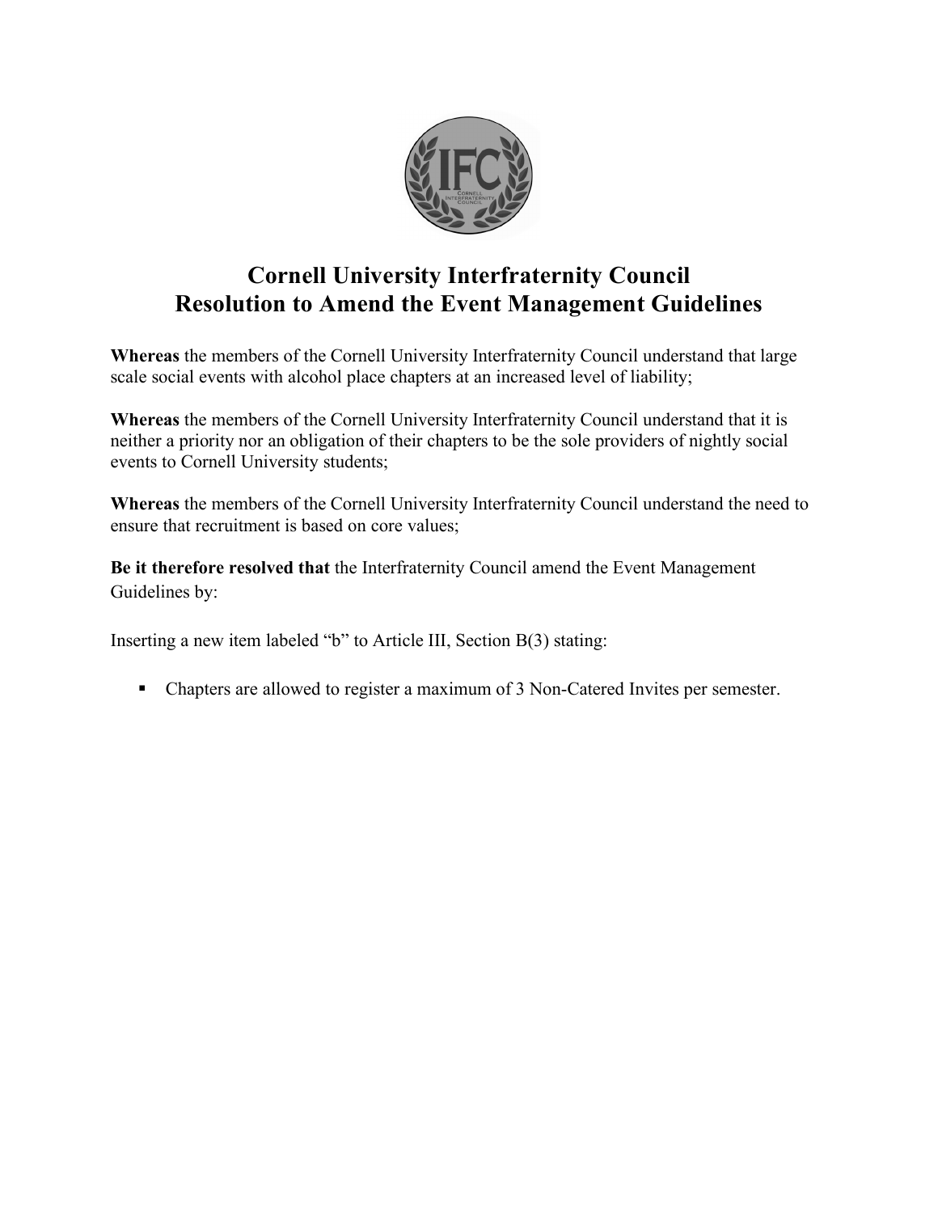# Cornell University Interfraternity Council
# Resolution to Amend the Event Management Guidelines

**Whereas** the members of the Cornell University Interfraternity Council understand that large scale social events with alcohol place chapters at an increased level of liability;

**Whereas** the members of the Cornell University Interfraternity Council understand that it is neither a priority nor an obligation of their chapters to be the sole providers of nightly social events to Cornell University students;

**Whereas** the members of the Cornell University Interfraternity Council understand the need to ensure that recruitment is based on core values;

**Be it therefore resolved that** the Interfraternity Council amend the Event Management Guidelines by:

Inserting a new item labeled "b" to Article III, Section B(3) stating:

- Chapters are allowed to register a maximum of 3 Non-Catered Invites per semester.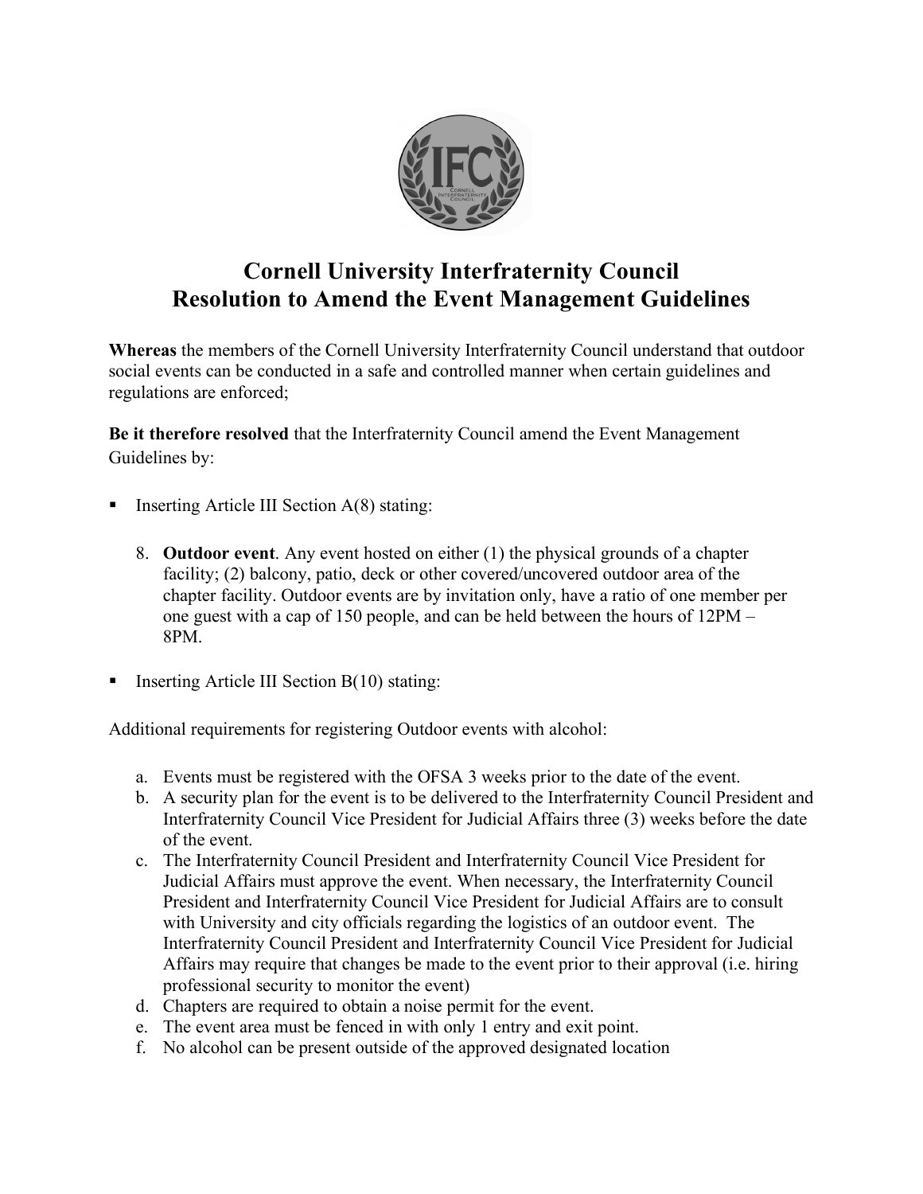# Cornell University Interfraternity Council
# Resolution to Amend the Event Management Guidelines

**Whereas** the members of the Cornell University Interfraternity Council understand that outdoor social events can be conducted in a safe and controlled manner when certain guidelines and regulations are enforced;

**Be it therefore resolved** that the Interfraternity Council amend the Event Management Guidelines by:

- Inserting Article III Section A(8) stating:

  8. **Outdoor event**. Any event hosted on either (1) the physical grounds of a chapter facility; (2) balcony, patio, deck or other covered/uncovered outdoor area of the chapter facility. Outdoor events are by invitation only, have a ratio of one member per one guest with a cap of 150 people, and can be held between the hours of 12PM – 8PM.

- Inserting Article III Section B(10) stating:

Additional requirements for registering Outdoor events with alcohol:

a. Events must be registered with the OFSA 3 weeks prior to the date of the event.
b. A security plan for the event is to be delivered to the Interfraternity Council President and Interfraternity Council Vice President for Judicial Affairs three (3) weeks before the date of the event.
c. The Interfraternity Council President and Interfraternity Council Vice President for Judicial Affairs must approve the event. When necessary, the Interfraternity Council President and Interfraternity Council Vice President for Judicial Affairs are to consult with University and city officials regarding the logistics of an outdoor event. The Interfraternity Council President and Interfraternity Council Vice President for Judicial Affairs may require that changes be made to the event prior to their approval (i.e. hiring professional security to monitor the event)
d. Chapters are required to obtain a noise permit for the event.
e. The event area must be fenced in with only 1 entry and exit point.
f. No alcohol can be present outside of the approved designated location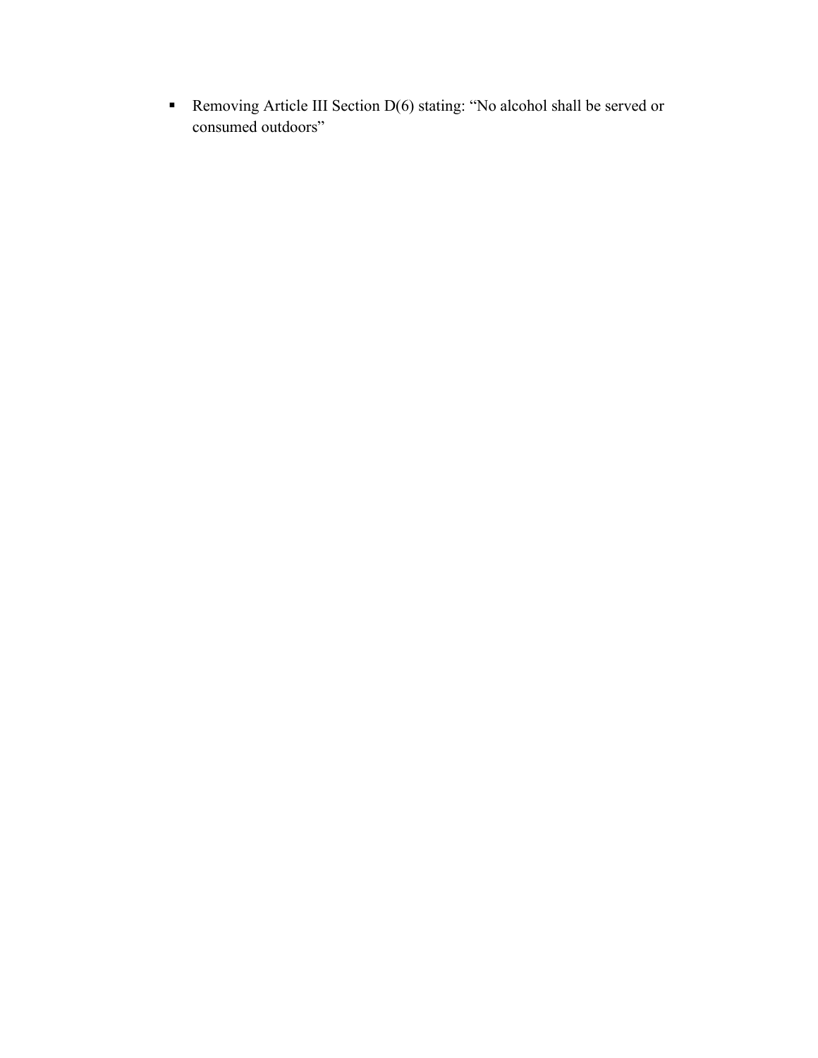- Removing Article III Section D(6) stating: "No alcohol shall be served or consumed outdoors"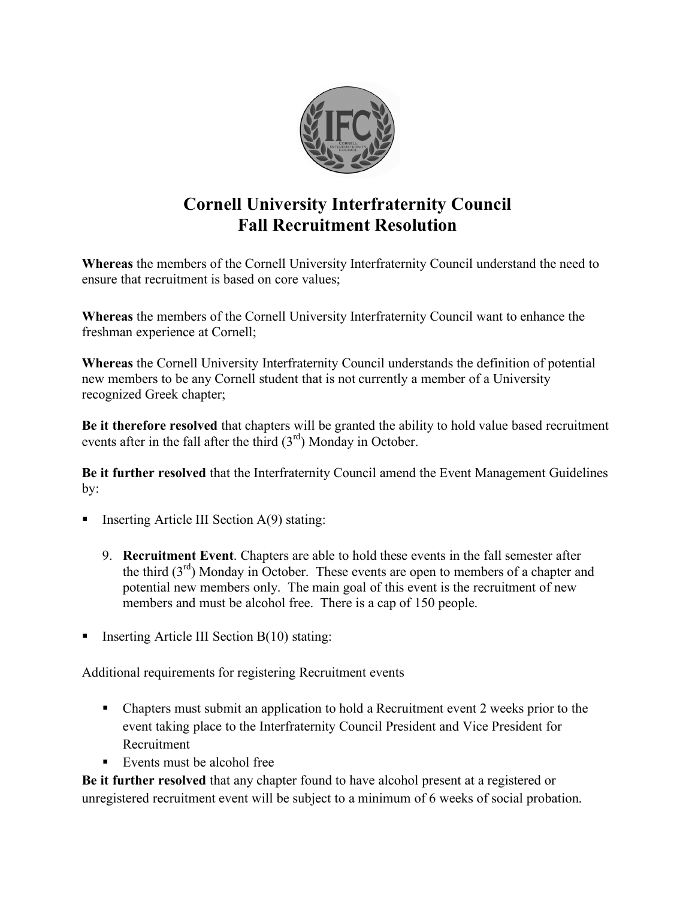# Cornell University Interfraternity Council
# Fall Recruitment Resolution

**Whereas** the members of the Cornell University Interfraternity Council understand the need to ensure that recruitment is based on core values;

**Whereas** the members of the Cornell University Interfraternity Council want to enhance the freshman experience at Cornell;

**Whereas** the Cornell University Interfraternity Council understands the definition of potential new members to be any Cornell student that is not currently a member of a University recognized Greek chapter;

**Be it therefore resolved** that chapters will be granted the ability to hold value based recruitment events after in the fall after the third (3rd) Monday in October.

**Be it further resolved** that the Interfraternity Council amend the Event Management Guidelines by:

- Inserting Article III Section A(9) stating:

  9. **Recruitment Event**. Chapters are able to hold these events in the fall semester after the third (3rd) Monday in October. These events are open to members of a chapter and potential new members only. The main goal of this event is the recruitment of new members and must be alcohol free. There is a cap of 150 people.

- Inserting Article III Section B(10) stating:

Additional requirements for registering Recruitment events

- Chapters must submit an application to hold a Recruitment event 2 weeks prior to the event taking place to the Interfraternity Council President and Vice President for Recruitment
- Events must be alcohol free

**Be it further resolved** that any chapter found to have alcohol present at a registered or unregistered recruitment event will be subject to a minimum of 6 weeks of social probation.